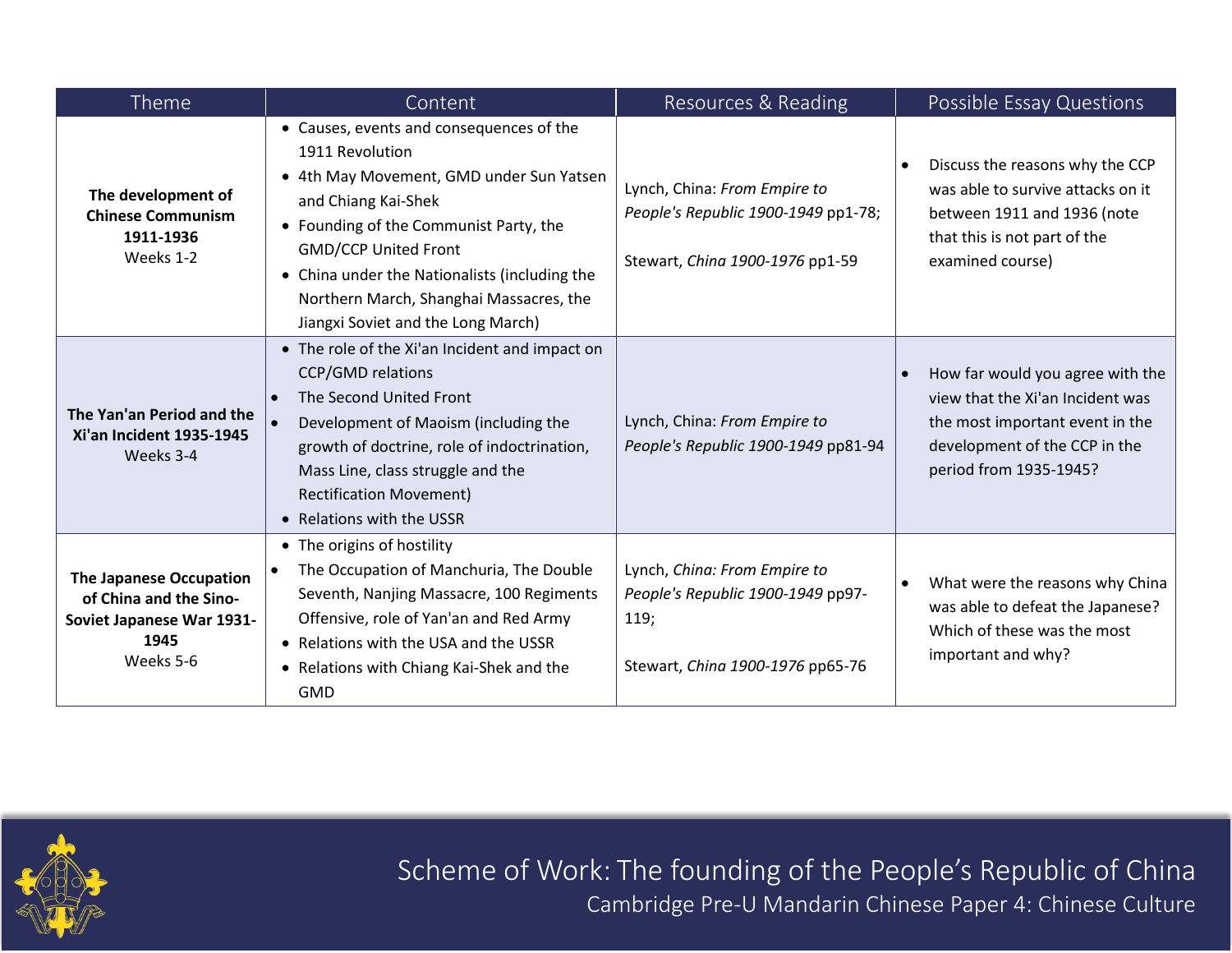| Theme | Content | Resources & Reading | Possible Essay Questions |
|---|---|---|---|
| **The development of Chinese Communism 1911-1936** Weeks 1-2 | • Causes, events and consequences of the 1911 Revolution<br>• 4th May Movement, GMD under Sun Yatsen and Chiang Kai-Shek<br>• Founding of the Communist Party, the GMD/CCP United Front<br>• China under the Nationalists (including the Northern March, Shanghai Massacres, the Jiangxi Soviet and the Long March) | Lynch, China: *From Empire to People's Republic 1900-1949* pp1-78;<br><br>Stewart, *China 1900-1976* pp1-59 | • Discuss the reasons why the CCP was able to survive attacks on it between 1911 and 1936 (note that this is not part of the examined course) |
| **The Yan'an Period and the Xi'an Incident 1935-1945** Weeks 3-4 | • The role of the Xi'an Incident and impact on CCP/GMD relations<br>• The Second United Front<br>• Development of Maoism (including the growth of doctrine, role of indoctrination, Mass Line, class struggle and the Rectification Movement)<br>• Relations with the USSR | Lynch, China: *From Empire to People's Republic 1900-1949* pp81-94 | • How far would you agree with the view that the Xi'an Incident was the most important event in the development of the CCP in the period from 1935-1945? |
| **The Japanese Occupation of China and the Sino-Soviet Japanese War 1931-1945** Weeks 5-6 | • The origins of hostility<br>• The Occupation of Manchuria, The Double Seventh, Nanjing Massacre, 100 Regiments Offensive, role of Yan'an and Red Army<br>• Relations with the USA and the USSR<br>• Relations with Chiang Kai-Shek and the GMD | Lynch, *China: From Empire to People's Republic 1900-1949* pp97-119;<br><br>Stewart, *China 1900-1976* pp65-76 | • What were the reasons why China was able to defeat the Japanese? Which of these was the most important and why? |

Scheme of Work: The founding of the People's Republic of China

Cambridge Pre-U Mandarin Chinese Paper 4: Chinese Culture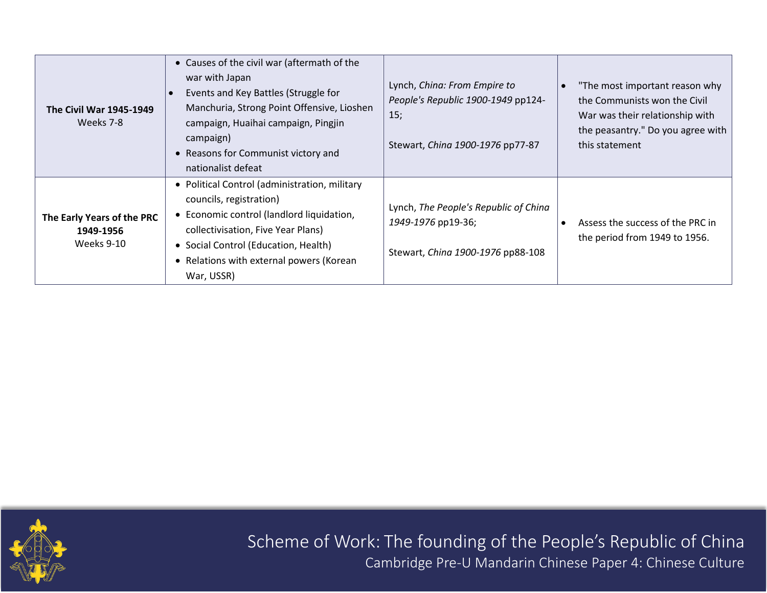| | | | |
|---|---|---|---|
| **The Civil War 1945-1949** Weeks 7-8 | • Causes of the civil war (aftermath of the war with Japan<br>• Events and Key Battles (Struggle for Manchuria, Strong Point Offensive, Lioshen campaign, Huaihai campaign, Pingjin campaign)<br>• Reasons for Communist victory and nationalist defeat | Lynch, *China: From Empire to People's Republic 1900-1949* pp124-15;<br><br>Stewart, *China 1900-1976* pp77-87 | • "The most important reason why the Communists won the Civil War was their relationship with the peasantry." Do you agree with this statement |
| **The Early Years of the PRC 1949-1956** Weeks 9-10 | • Political Control (administration, military councils, registration)<br>• Economic control (landlord liquidation, collectivisation, Five Year Plans)<br>• Social Control (Education, Health)<br>• Relations with external powers (Korean War, USSR) | Lynch, *The People's Republic of China 1949-1976* pp19-36;<br><br>Stewart, *China 1900-1976* pp88-108 | • Assess the success of the PRC in the period from 1949 to 1956. |